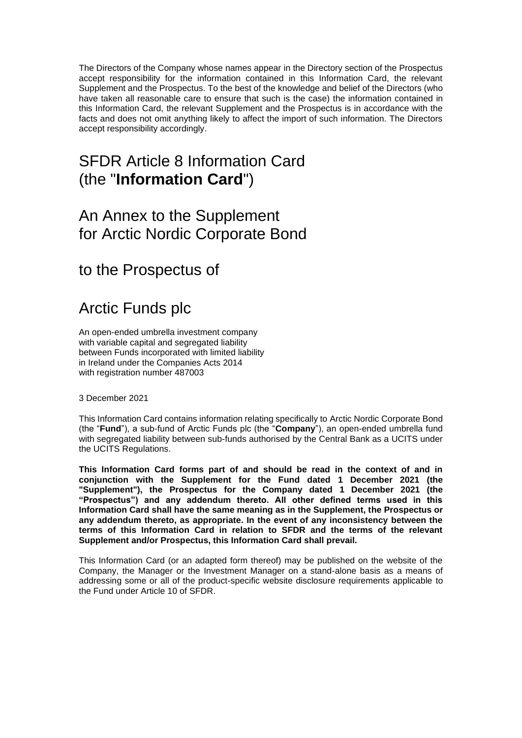The Directors of the Company whose names appear in the Directory section of the Prospectus accept responsibility for the information contained in this Information Card, the relevant Supplement and the Prospectus. To the best of the knowledge and belief of the Directors (who have taken all reasonable care to ensure that such is the case) the information contained in this Information Card, the relevant Supplement and the Prospectus is in accordance with the facts and does not omit anything likely to affect the import of such information. The Directors accept responsibility accordingly.

# SFDR Article 8 Information Card (the "**Information Card**")

# An Annex to the Supplement for Arctic Nordic Corporate Bond

# to the Prospectus of

# Arctic Funds plc

An open-ended umbrella investment company with variable capital and segregated liability between Funds incorporated with limited liability in Ireland under the Companies Acts 2014 with registration number 487003

3 December 2021

This Information Card contains information relating specifically to Arctic Nordic Corporate Bond (the "**Fund**"), a sub-fund of Arctic Funds plc (the "**Company**"), an open-ended umbrella fund with segregated liability between sub-funds authorised by the Central Bank as a UCITS under the UCITS Regulations.

**This Information Card forms part of and should be read in the context of and in conjunction with the Supplement for the Fund dated 1 December 2021 (the "Supplement"), the Prospectus for the Company dated 1 December 2021 (the "Prospectus") and any addendum thereto. All other defined terms used in this Information Card shall have the same meaning as in the Supplement, the Prospectus or any addendum thereto, as appropriate. In the event of any inconsistency between the terms of this Information Card in relation to SFDR and the terms of the relevant Supplement and/or Prospectus, this Information Card shall prevail.**

This Information Card (or an adapted form thereof) may be published on the website of the Company, the Manager or the Investment Manager on a stand-alone basis as a means of addressing some or all of the product-specific website disclosure requirements applicable to the Fund under Article 10 of SFDR.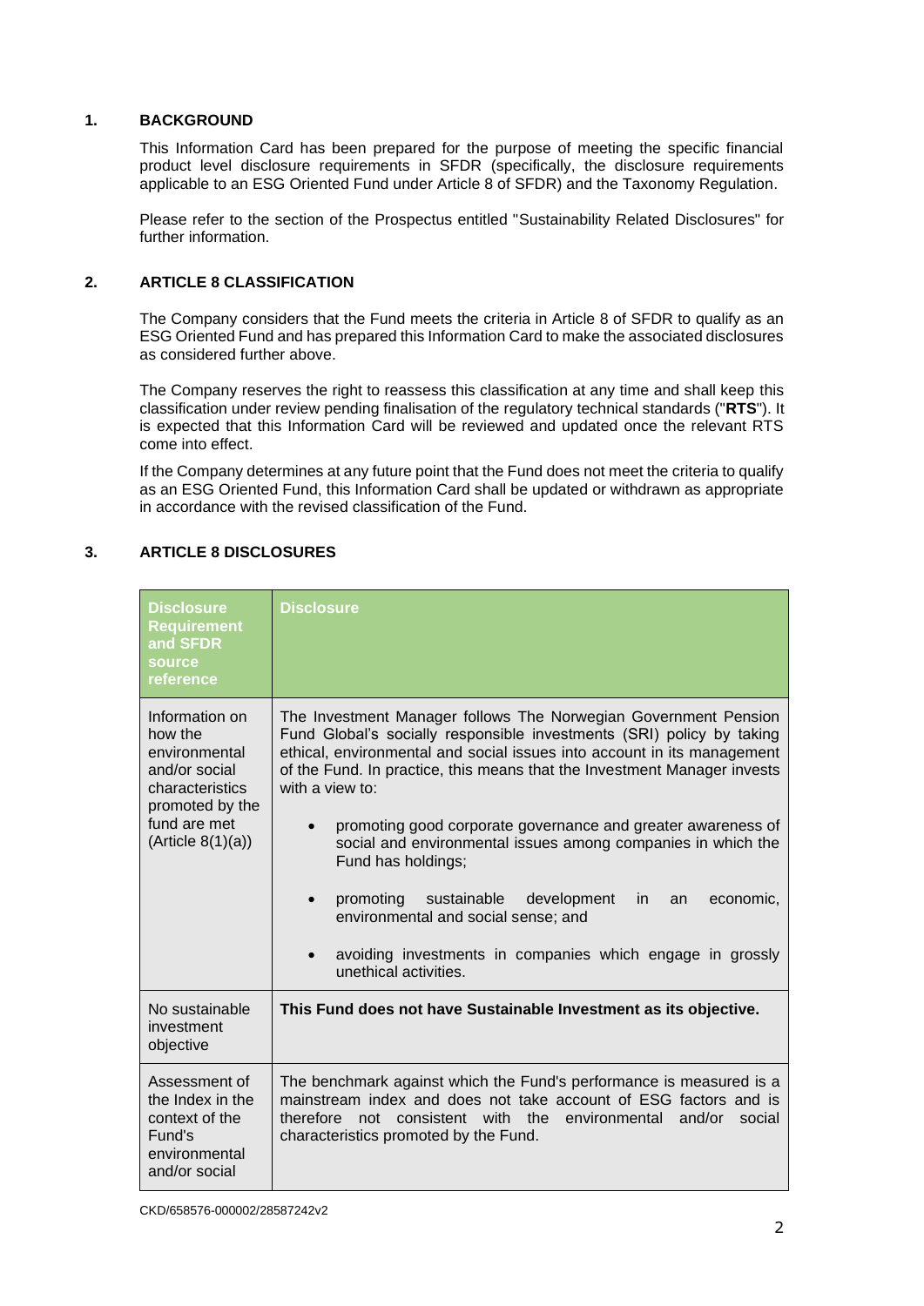## 1. BACKGROUND

This Information Card has been prepared for the purpose of meeting the specific financial product level disclosure requirements in SFDR (specifically, the disclosure requirements applicable to an ESG Oriented Fund under Article 8 of SFDR) and the Taxonomy Regulation.

Please refer to the section of the Prospectus entitled "Sustainability Related Disclosures" for further information.

## 2. ARTICLE 8 CLASSIFICATION

The Company considers that the Fund meets the criteria in Article 8 of SFDR to qualify as an ESG Oriented Fund and has prepared this Information Card to make the associated disclosures as considered further above.

The Company reserves the right to reassess this classification at any time and shall keep this classification under review pending finalisation of the regulatory technical standards ("**RTS**"). It is expected that this Information Card will be reviewed and updated once the relevant RTS come into effect.

If the Company determines at any future point that the Fund does not meet the criteria to qualify as an ESG Oriented Fund, this Information Card shall be updated or withdrawn as appropriate in accordance with the revised classification of the Fund.

## 3. ARTICLE 8 DISCLOSURES

| Disclosure Requirement and SFDR source reference | Disclosure |
|---|---|
| Information on how the environmental and/or social characteristics promoted by the fund are met (Article 8(1)(a)) | The Investment Manager follows The Norwegian Government Pension Fund Global's socially responsible investments (SRI) policy by taking ethical, environmental and social issues into account in its management of the Fund. In practice, this means that the Investment Manager invests with a view to:<br>• promoting good corporate governance and greater awareness of social and environmental issues among companies in which the Fund has holdings;<br>• promoting sustainable development in an economic, environmental and social sense; and<br>• avoiding investments in companies which engage in grossly unethical activities. |
| No sustainable investment objective | **This Fund does not have Sustainable Investment as its objective.** |
| Assessment of the Index in the context of the Fund's environmental and/or social | The benchmark against which the Fund's performance is measured is a mainstream index and does not take account of ESG factors and is therefore not consistent with the environmental and/or social characteristics promoted by the Fund. |

CKD/658576-000002/28587242v2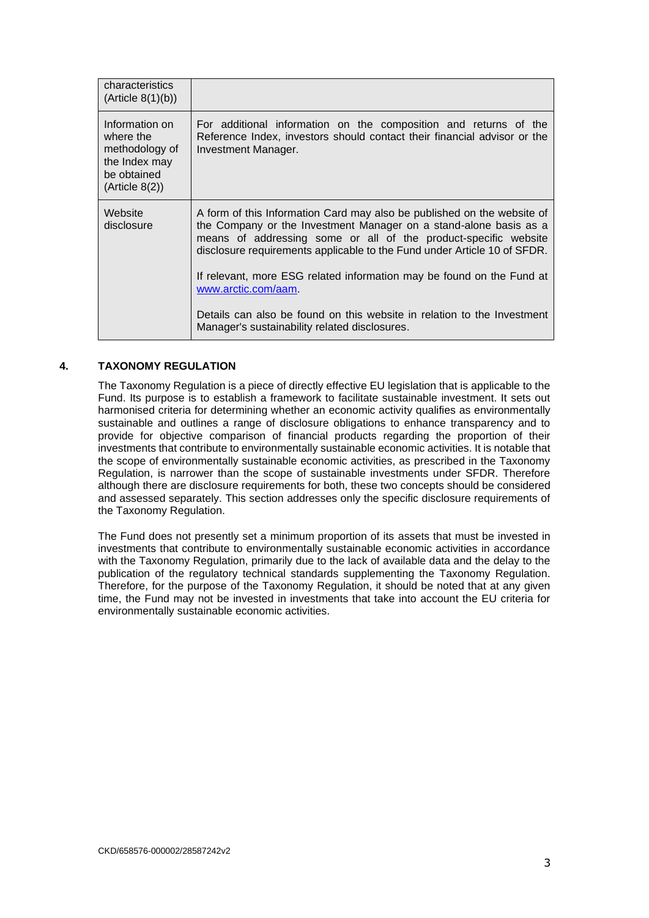| | |
|---|---|
| characteristics (Article 8(1)(b)) | |
| Information on where the methodology of the Index may be obtained (Article 8(2)) | For additional information on the composition and returns of the Reference Index, investors should contact their financial advisor or the Investment Manager. |
| Website disclosure | A form of this Information Card may also be published on the website of the Company or the Investment Manager on a stand-alone basis as a means of addressing some or all of the product-specific website disclosure requirements applicable to the Fund under Article 10 of SFDR.<br><br>If relevant, more ESG related information may be found on the Fund at [www.arctic.com/aam](www.arctic.com/aam).<br><br>Details can also be found on this website in relation to the Investment Manager's sustainability related disclosures. |

## 4. TAXONOMY REGULATION

The Taxonomy Regulation is a piece of directly effective EU legislation that is applicable to the Fund. Its purpose is to establish a framework to facilitate sustainable investment. It sets out harmonised criteria for determining whether an economic activity qualifies as environmentally sustainable and outlines a range of disclosure obligations to enhance transparency and to provide for objective comparison of financial products regarding the proportion of their investments that contribute to environmentally sustainable economic activities. It is notable that the scope of environmentally sustainable economic activities, as prescribed in the Taxonomy Regulation, is narrower than the scope of sustainable investments under SFDR. Therefore although there are disclosure requirements for both, these two concepts should be considered and assessed separately. This section addresses only the specific disclosure requirements of the Taxonomy Regulation.

The Fund does not presently set a minimum proportion of its assets that must be invested in investments that contribute to environmentally sustainable economic activities in accordance with the Taxonomy Regulation, primarily due to the lack of available data and the delay to the publication of the regulatory technical standards supplementing the Taxonomy Regulation. Therefore, for the purpose of the Taxonomy Regulation, it should be noted that at any given time, the Fund may not be invested in investments that take into account the EU criteria for environmentally sustainable economic activities.

CKD/658576-000002/28587242v2